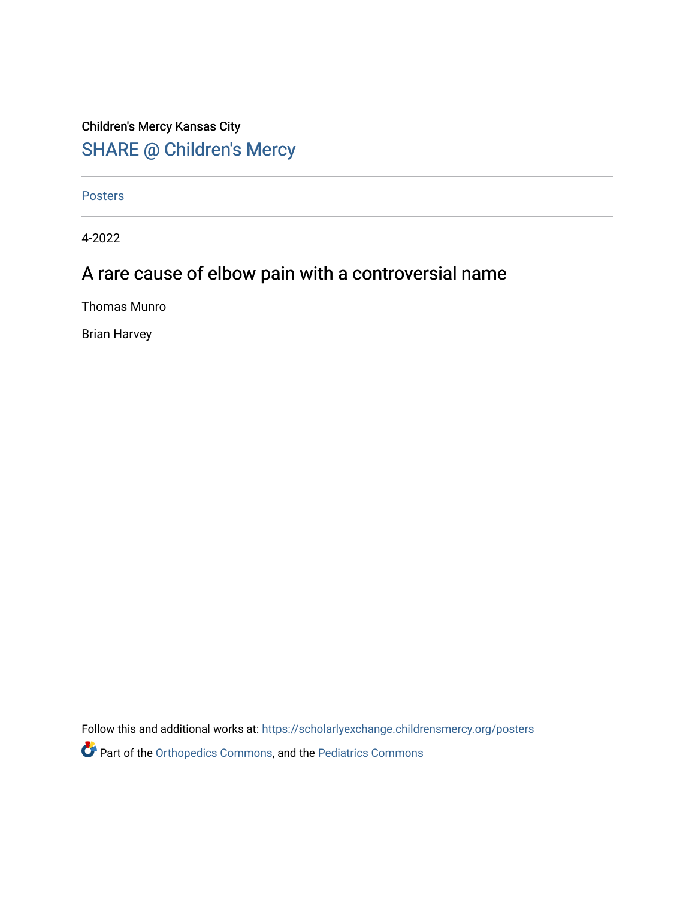Children's Mercy Kansas City

## SHARE @ Children's Mercy

Posters

4-2022

# A rare cause of elbow pain with a controversial name

Thomas Munro

Brian Harvey

Follow this and additional works at: https://scholarlyexchange.childrensmercy.org/posters

Part of the Orthopedics Commons, and the Pediatrics Commons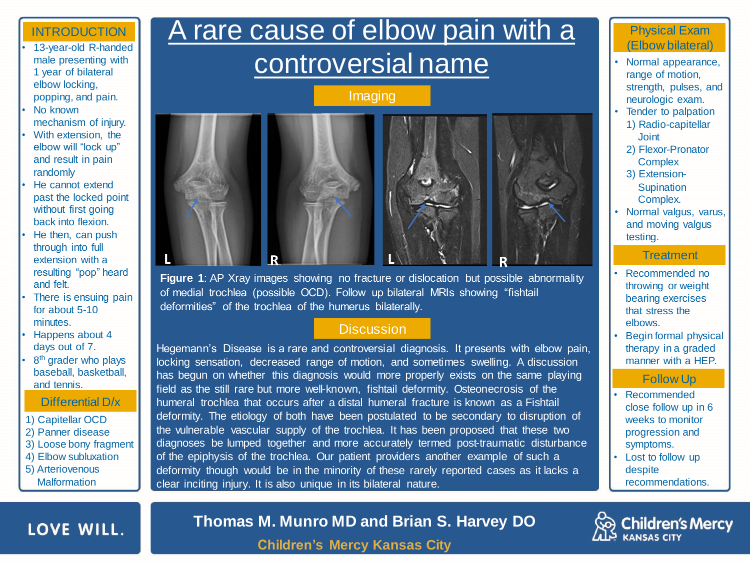# A rare cause of elbow pain with a controversial name

## INTRODUCTION

- 13-year-old R-handed male presenting with 1 year of bilateral elbow locking, popping, and pain.
- No known mechanism of injury.
- With extension, the elbow will "lock up" and result in pain randomly
- He cannot extend past the locked point without first going back into flexion.
- He then, can push through into full extension with a resulting "pop" heard and felt.
- There is ensuing pain for about 5-10 minutes.
- Happens about 4 days out of 7.
- 8th grader who plays baseball, basketball, and tennis.

## Differential D/x

1) Capitellar OCD
2) Panner disease
3) Loose bony fragment
4) Elbow subluxation
5) Arteriovenous Malformation

## Imaging

L

R

L

R

**Figure 1**: AP Xray images showing no fracture or dislocation but possible abnormality of medial trochlea (possible OCD). Follow up bilateral MRIs showing "fishtail deformities" of the trochlea of the humerus bilaterally.

## Discussion

Hegemann's Disease is a rare and controversial diagnosis. It presents with elbow pain, locking sensation, decreased range of motion, and sometimes swelling. A discussion has begun on whether this diagnosis would more properly exists on the same playing field as the still rare but more well-known, fishtail deformity. Osteonecrosis of the humeral trochlea that occurs after a distal humeral fracture is known as a Fishtail deformity. The etiology of both have been postulated to be secondary to disruption of the vulnerable vascular supply of the trochlea. It has been proposed that these two diagnoses be lumped together and more accurately termed post-traumatic disturbance of the epiphysis of the trochlea. Our patient providers another example of such a deformity though would be in the minority of these rarely reported cases as it lacks a clear inciting injury. It is also unique in its bilateral nature.

## Physical Exam (Elbow bilateral)

- Normal appearance, range of motion, strength, pulses, and neurologic exam.
- Tender to palpation
  1) Radio-capitellar Joint
  2) Flexor-Pronator Complex
  3) Extension-Supination Complex.
- Normal valgus, varus, and moving valgus testing.

## Treatment

- Recommended no throwing or weight bearing exercises that stress the elbows.
- Begin formal physical therapy in a graded manner with a HEP.

## Follow Up

- Recommended close follow up in 6 weeks to monitor progression and symptoms.
- Lost to follow up despite recommendations.

LOVE WILL.

**Thomas M. Munro MD and Brian S. Harvey DO**

**Children's Mercy Kansas City**

Children's Mercy KANSAS CITY